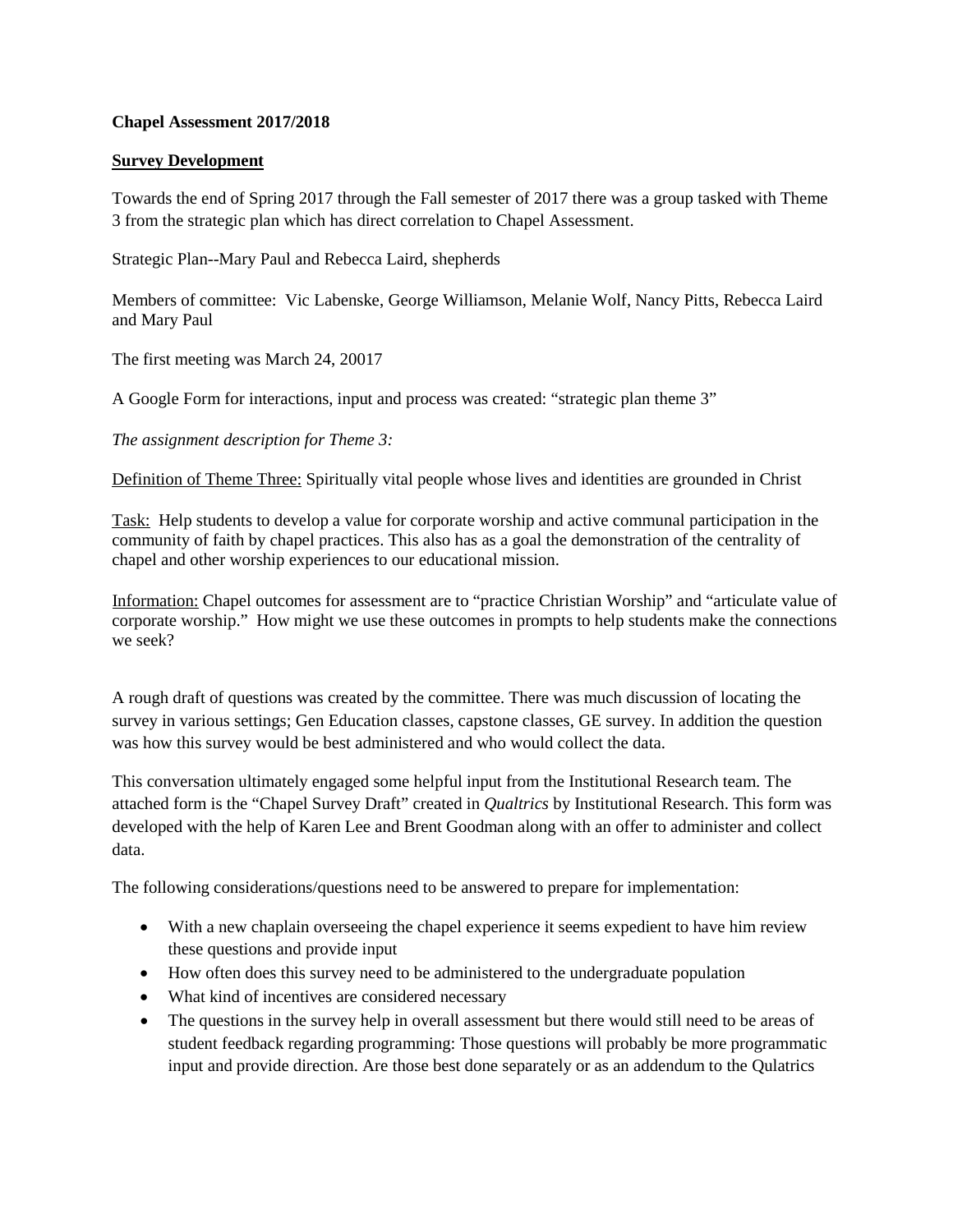**Chapel Assessment 2017/2018**

**Survey Development**

Towards the end of Spring 2017 through the Fall semester of 2017 there was a group tasked with Theme 3 from the strategic plan which has direct correlation to Chapel Assessment.

Strategic Plan--Mary Paul and Rebecca Laird, shepherds

Members of committee: Vic Labenske, George Williamson, Melanie Wolf, Nancy Pitts, Rebecca Laird and Mary Paul

The first meeting was March 24, 20017

A Google Form for interactions, input and process was created: "strategic plan theme 3"

*The assignment description for Theme 3:*

Definition of Theme Three: Spiritually vital people whose lives and identities are grounded in Christ

Task: Help students to develop a value for corporate worship and active communal participation in the community of faith by chapel practices. This also has as a goal the demonstration of the centrality of chapel and other worship experiences to our educational mission.

Information: Chapel outcomes for assessment are to "practice Christian Worship" and "articulate value of corporate worship." How might we use these outcomes in prompts to help students make the connections we seek?

A rough draft of questions was created by the committee. There was much discussion of locating the survey in various settings; Gen Education classes, capstone classes, GE survey. In addition the question was how this survey would be best administered and who would collect the data.

This conversation ultimately engaged some helpful input from the Institutional Research team. The attached form is the "Chapel Survey Draft" created in *Qualtrics* by Institutional Research. This form was developed with the help of Karen Lee and Brent Goodman along with an offer to administer and collect data.

The following considerations/questions need to be answered to prepare for implementation:

- With a new chaplain overseeing the chapel experience it seems expedient to have him review these questions and provide input
- How often does this survey need to be administered to the undergraduate population
- What kind of incentives are considered necessary
- The questions in the survey help in overall assessment but there would still need to be areas of student feedback regarding programming: Those questions will probably be more programmatic input and provide direction. Are those best done separately or as an addendum to the Qulatrics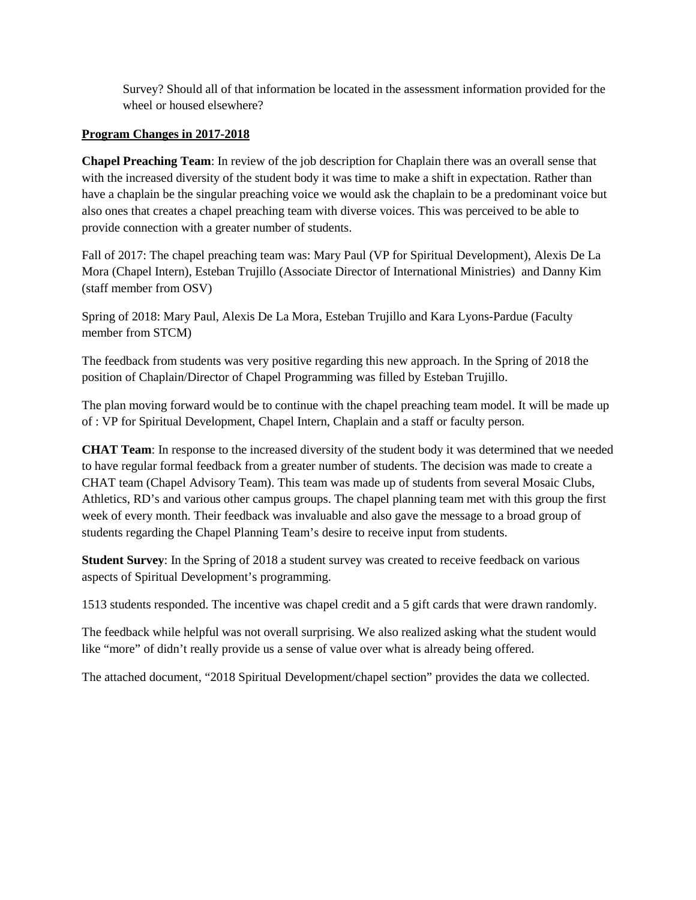Survey? Should all of that information be located in the assessment information provided for the wheel or housed elsewhere?

**Program Changes in 2017-2018**

**Chapel Preaching Team**: In review of the job description for Chaplain there was an overall sense that with the increased diversity of the student body it was time to make a shift in expectation. Rather than have a chaplain be the singular preaching voice we would ask the chaplain to be a predominant voice but also ones that creates a chapel preaching team with diverse voices. This was perceived to be able to provide connection with a greater number of students.

Fall of 2017: The chapel preaching team was: Mary Paul (VP for Spiritual Development), Alexis De La Mora (Chapel Intern), Esteban Trujillo (Associate Director of International Ministries) and Danny Kim (staff member from OSV)

Spring of 2018: Mary Paul, Alexis De La Mora, Esteban Trujillo and Kara Lyons-Pardue (Faculty member from STCM)

The feedback from students was very positive regarding this new approach. In the Spring of 2018 the position of Chaplain/Director of Chapel Programming was filled by Esteban Trujillo.

The plan moving forward would be to continue with the chapel preaching team model. It will be made up of : VP for Spiritual Development, Chapel Intern, Chaplain and a staff or faculty person.

**CHAT Team**: In response to the increased diversity of the student body it was determined that we needed to have regular formal feedback from a greater number of students. The decision was made to create a CHAT team (Chapel Advisory Team). This team was made up of students from several Mosaic Clubs, Athletics, RD's and various other campus groups. The chapel planning team met with this group the first week of every month. Their feedback was invaluable and also gave the message to a broad group of students regarding the Chapel Planning Team's desire to receive input from students.

**Student Survey**: In the Spring of 2018 a student survey was created to receive feedback on various aspects of Spiritual Development's programming.

1513 students responded. The incentive was chapel credit and a 5 gift cards that were drawn randomly.

The feedback while helpful was not overall surprising. We also realized asking what the student would like "more" of didn't really provide us a sense of value over what is already being offered.

The attached document, "2018 Spiritual Development/chapel section" provides the data we collected.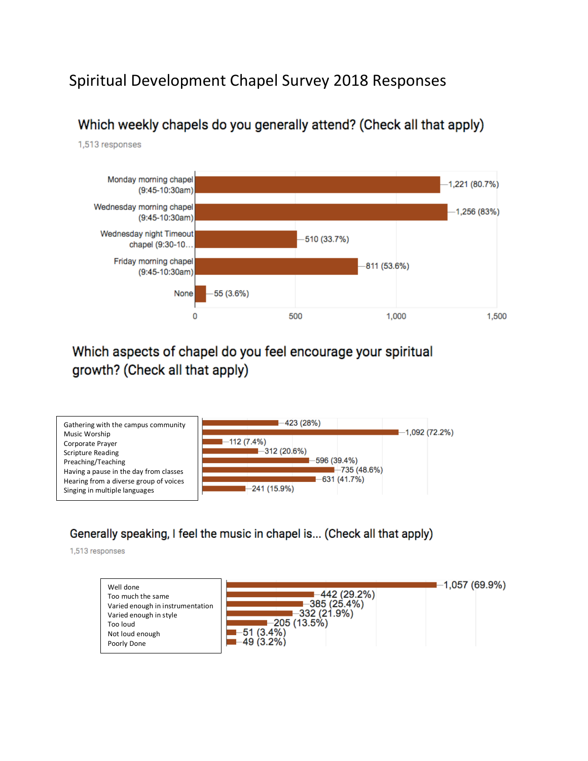# Spiritual Development Chapel Survey 2018 Responses

## Which weekly chapels do you generally attend? (Check all that apply)

1,513 responses

| Chapel | Responses |
| --- | --- |
| Monday morning chapel (9:45-10:30am) | 1,221 (80.7%) |
| Wednesday morning chapel (9:45-10:30am) | 1,256 (83%) |
| Wednesday night Timeout chapel (9:30-10… | 510 (33.7%) |
| Friday morning chapel (9:45-10:30am) | 811 (53.6%) |
| None | 55 (3.6%) |

## Which aspects of chapel do you feel encourage your spiritual growth? (Check all that apply)

| Aspect | Responses |
| --- | --- |
| Gathering with the campus community | 423 (28%) |
| Music Worship | 1,092 (72.2%) |
| Corporate Prayer | 112 (7.4%) |
| Scripture Reading | 312 (20.6%) |
| Preaching/Teaching | 596 (39.4%) |
| Having a pause in the day from classes | 735 (48.6%) |
| Hearing from a diverse group of voices | 631 (41.7%) |
| Singing in multiple languages | 241 (15.9%) |

## Generally speaking, I feel the music in chapel is... (Check all that apply)

1,513 responses

| Response | Count |
| --- | --- |
| Well done | 1,057 (69.9%) |
| Too much the same | 442 (29.2%) |
| Varied enough in instrumentation | 385 (25.4%) |
| Varied enough in style | 332 (21.9%) |
| Too loud | 205 (13.5%) |
| Not loud enough | 51 (3.4%) |
| Poorly Done | 49 (3.2%) |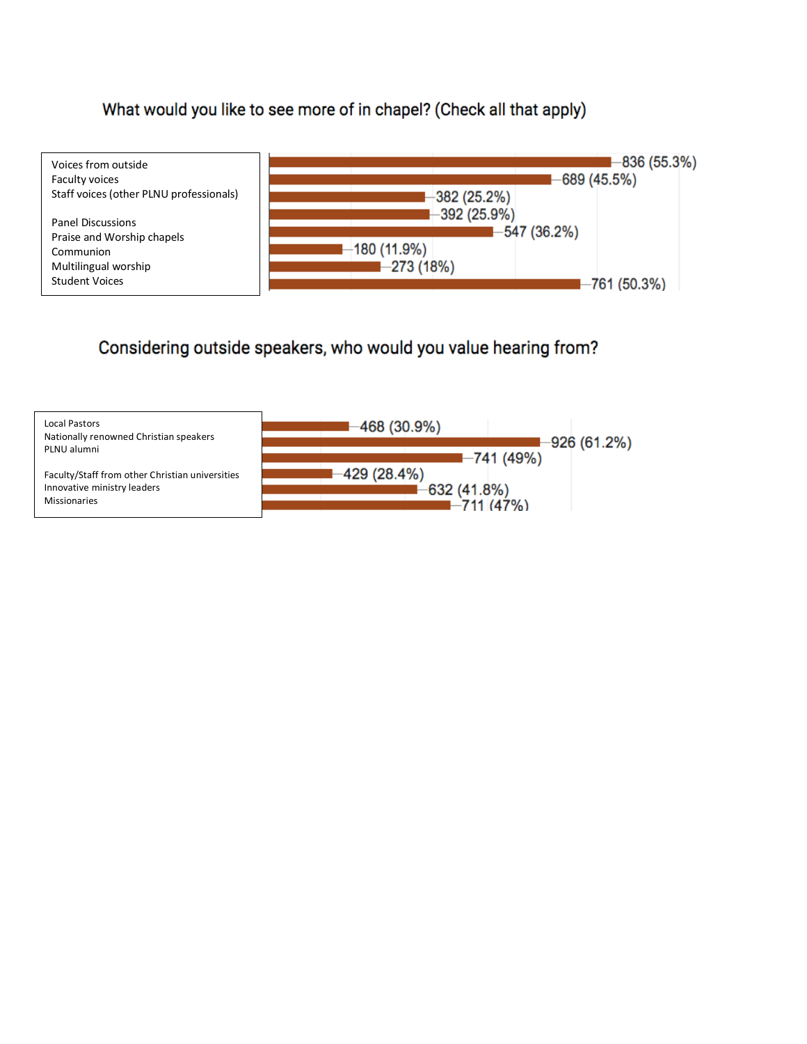## What would you like to see more of in chapel? (Check all that apply)

| Option | Responses |
| --- | --- |
| Voices from outside | 836 (55.3%) |
| Faculty voices | 689 (45.5%) |
| Staff voices (other PLNU professionals) | 382 (25.2%) |
| Panel Discussions | 392 (25.9%) |
| Praise and Worship chapels | 547 (36.2%) |
| Communion | 180 (11.9%) |
| Multilingual worship | 273 (18%) |
| Student Voices | 761 (50.3%) |

## Considering outside speakers, who would you value hearing from?

| Option | Responses |
| --- | --- |
| Local Pastors | 468 (30.9%) |
| Nationally renowned Christian speakers | 926 (61.2%) |
| PLNU alumni | 741 (49%) |
| Faculty/Staff from other Christian universities | 429 (28.4%) |
| Innovative ministry leaders | 632 (41.8%) |
| Missionaries | 711 (47%) |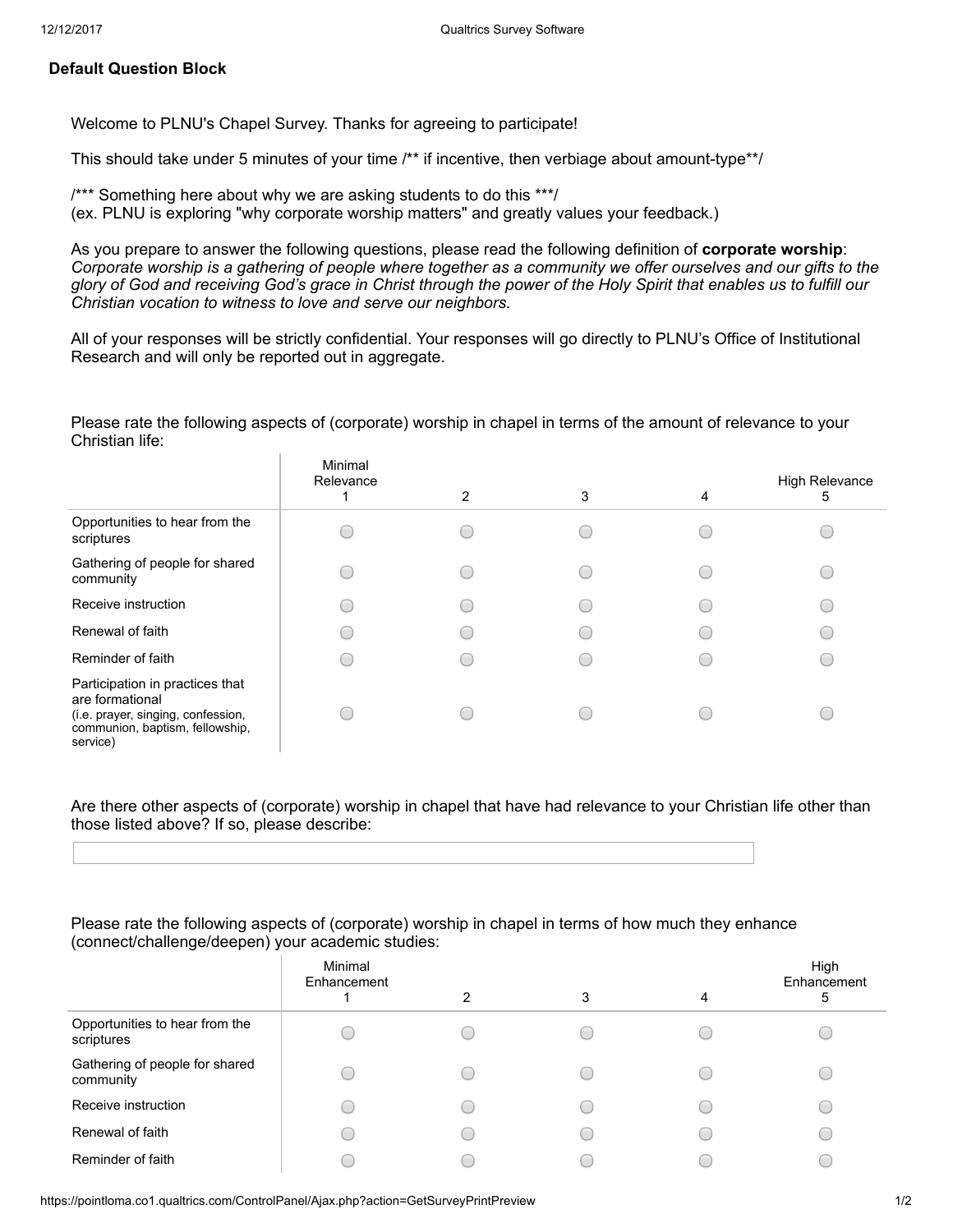## Default Question Block

Welcome to PLNU's Chapel Survey. Thanks for agreeing to participate!

This should take under 5 minutes of your time /** if incentive, then verbiage about amount-type**/

/*** Something here about why we are asking students to do this ***/
(ex. PLNU is exploring "why corporate worship matters" and greatly values your feedback.)

As you prepare to answer the following questions, please read the following definition of **corporate worship**:
*Corporate worship is a gathering of people where together as a community we offer ourselves and our gifts to the glory of God and receiving God's grace in Christ through the power of the Holy Spirit that enables us to fulfill our Christian vocation to witness to love and serve our neighbors.*

All of your responses will be strictly confidential. Your responses will go directly to PLNU's Office of Institutional Research and will only be reported out in aggregate.

Please rate the following aspects of (corporate) worship in chapel in terms of the amount of relevance to your Christian life:

| | Minimal Relevance 1 | 2 | 3 | 4 | High Relevance 5 |
|---|---|---|---|---|---|
| Opportunities to hear from the scriptures | ○ | ○ | ○ | ○ | ○ |
| Gathering of people for shared community | ○ | ○ | ○ | ○ | ○ |
| Receive instruction | ○ | ○ | ○ | ○ | ○ |
| Renewal of faith | ○ | ○ | ○ | ○ | ○ |
| Reminder of faith | ○ | ○ | ○ | ○ | ○ |
| Participation in practices that are formational (i.e. prayer, singing, confession, communion, baptism, fellowship, service) | ○ | ○ | ○ | ○ | ○ |

Are there other aspects of (corporate) worship in chapel that have had relevance to your Christian life other than those listed above? If so, please describe:

Please rate the following aspects of (corporate) worship in chapel in terms of how much they enhance (connect/challenge/deepen) your academic studies:

| | Minimal Enhancement 1 | 2 | 3 | 4 | High Enhancement 5 |
|---|---|---|---|---|---|
| Opportunities to hear from the scriptures | ○ | ○ | ○ | ○ | ○ |
| Gathering of people for shared community | ○ | ○ | ○ | ○ | ○ |
| Receive instruction | ○ | ○ | ○ | ○ | ○ |
| Renewal of faith | ○ | ○ | ○ | ○ | ○ |
| Reminder of faith | ○ | ○ | ○ | ○ | ○ |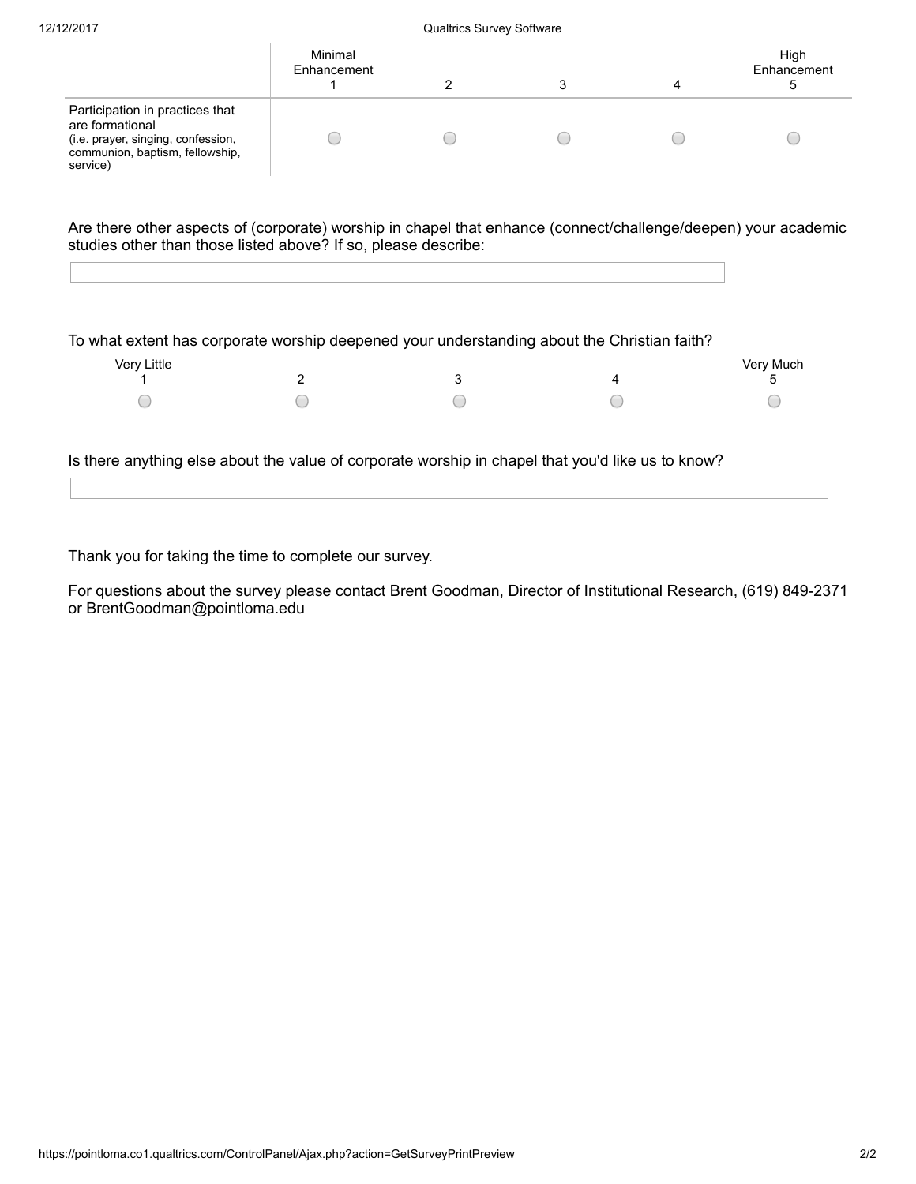| | Minimal Enhancement 1 | 2 | 3 | 4 | High Enhancement 5 |
| --- | --- | --- | --- | --- | --- |
| Participation in practices that are formational (i.e. prayer, singing, confession, communion, baptism, fellowship, service) | ◯ | ◯ | ◯ | ◯ | ◯ |

Are there other aspects of (corporate) worship in chapel that enhance (connect/challenge/deepen) your academic studies other than those listed above? If so, please describe:

To what extent has corporate worship deepened your understanding about the Christian faith?

| Very Little 1 | 2 | 3 | 4 | Very Much 5 |
| --- | --- | --- | --- | --- |
| ◯ | ◯ | ◯ | ◯ | ◯ |

Is there anything else about the value of corporate worship in chapel that you'd like us to know?

Thank you for taking the time to complete our survey.

For questions about the survey please contact Brent Goodman, Director of Institutional Research, (619) 849-2371 or BrentGoodman@pointloma.edu